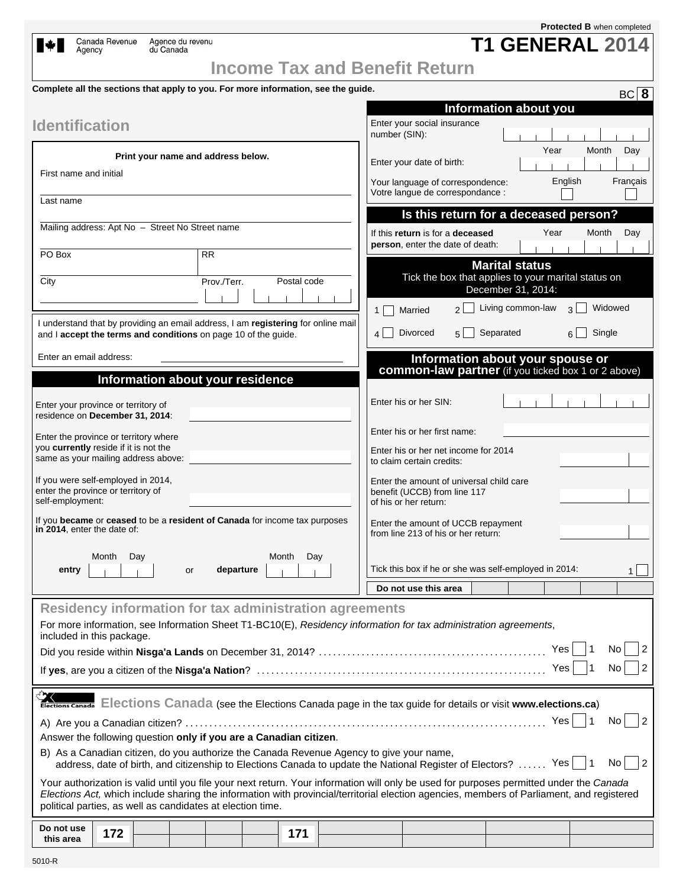**Protected B** when completed

Canada Revenue Agency / Agence du revenu du Canada

# T1 GENERAL 2014

## Income Tax and Benefit Return

**Complete all the sections that apply to you. For more information, see the guide.**

BC **8**

## Identification

**Print your name and address below.**

First name and initial

Last name

Mailing address: Apt No – Street No Street name

PO Box | RR

City | Prov./Terr. | Postal code

I understand that by providing an email address, I am **registering** for online mail and I **accept the terms and conditions** on page 10 of the guide.

Enter an email address:

### Information about your residence

Enter your province or territory of residence on **December 31, 2014**:

Enter the province or territory where you **currently** reside if it is not the same as your mailing address above:

If you were self-employed in 2014, enter the province or territory of self-employment:

If you **became** or **ceased** to be a **resident of Canada** for income tax purposes **in 2014**, enter the date of:

**entry** Month Day or **departure** Month Day

### Information about you

Enter your social insurance number (SIN):

Enter your date of birth: Year Month Day

Your language of correspondence: / Votre langue de correspondance : English ☐ Français ☐

### Is this return for a deceased person?

If this **return** is for a **deceased person**, enter the date of death: Year Month Day

### Marital status

Tick the box that applies to your marital status on December 31, 2014:

1 ☐ Married 2 ☐ Living common-law 3 ☐ Widowed

4 ☐ Divorced 5 ☐ Separated 6 ☐ Single

### Information about your spouse or common-law partner (if you ticked box 1 or 2 above)

Enter his or her SIN:

Enter his or her first name:

Enter his or her net income for 2014 to claim certain credits:

Enter the amount of universal child care benefit (UCCB) from line 117 of his or her return:

Enter the amount of UCCB repayment from line 213 of his or her return:

Tick this box if he or she was self-employed in 2014: 1 ☐

Do not use this area

## Residency information for tax administration agreements

For more information, see Information Sheet T1-BC10(E), *Residency information for tax administration agreements*, included in this package.

Did you reside within **Nisga'a Lands** on December 31, 2014? . . . . . . . . Yes ☐ 1 No ☐ 2

If **yes**, are you a citizen of the **Nisga'a Nation**? . . . . . . . . Yes ☐ 1 No ☐ 2

## Elections Canada (see the Elections Canada page in the tax guide for details or visit **www.elections.ca**)

A) Are you a Canadian citizen? . . . . . . . . Yes ☐ 1 No ☐ 2

Answer the following question **only if you are a Canadian citizen**.

B) As a Canadian citizen, do you authorize the Canada Revenue Agency to give your name, address, date of birth, and citizenship to Elections Canada to update the National Register of Electors? . . . . . . Yes ☐ 1 No ☐ 2

Your authorization is valid until you file your next return. Your information will only be used for purposes permitted under the *Canada Elections Act,* which include sharing the information with provincial/territorial election agencies, members of Parliament, and registered political parties, as well as candidates at election time.

Do not use this area | 172 | 171

5010-R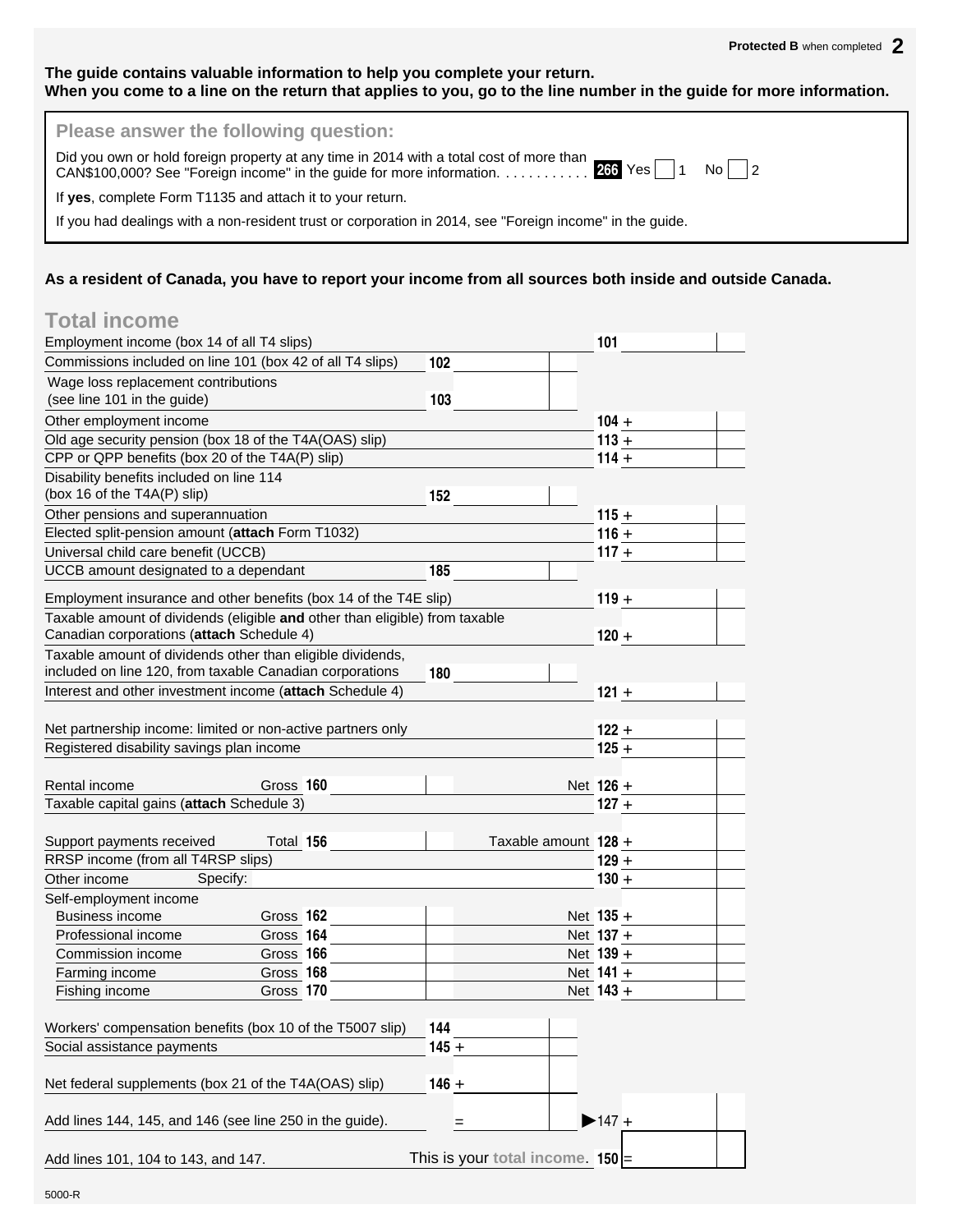**Protected B** when completed

**The guide contains valuable information to help you complete your return.**
**When you come to a line on the return that applies to you, go to the line number in the guide for more information.**

## Please answer the following question:

Did you own or hold foreign property at any time in 2014 with a total cost of more than CAN$100,000? See "Foreign income" in the guide for more information. . . . . . . . . . . **266** Yes ☐ 1 No ☐ 2

If **yes**, complete Form T1135 and attach it to your return.

If you had dealings with a non-resident trust or corporation in 2014, see "Foreign income" in the guide.

**As a resident of Canada, you have to report your income from all sources both inside and outside Canada.**

## Total income

| | | | | |
|---|---|---|---|---|
| Employment income (box 14 of all T4 slips) | | | | **101** |
| Commissions included on line 101 (box 42 of all T4 slips) | | **102** | | |
| Wage loss replacement contributions (see line 101 in the guide) | | **103** | | |
| Other employment income | | | | **104** + |
| Old age security pension (box 18 of the T4A(OAS) slip) | | | | **113** + |
| CPP or QPP benefits (box 20 of the T4A(P) slip) | | | | **114** + |
| Disability benefits included on line 114 (box 16 of the T4A(P) slip) | | **152** | | |
| Other pensions and superannuation | | | | **115** + |
| Elected split-pension amount (**attach** Form T1032) | | | | **116** + |
| Universal child care benefit (UCCB) | | | | **117** + |
| UCCB amount designated to a dependant | | **185** | | |
| Employment insurance and other benefits (box 14 of the T4E slip) | | | | **119** + |
| Taxable amount of dividends (eligible **and** other than eligible) from taxable Canadian corporations (**attach** Schedule 4) | | | | **120** + |
| Taxable amount of dividends other than eligible dividends, included on line 120, from taxable Canadian corporations | | **180** | | |
| Interest and other investment income (**attach** Schedule 4) | | | | **121** + |
| Net partnership income: limited or non-active partners only | | | | **122** + |
| Registered disability savings plan income | | | | **125** + |
| Rental income | Gross **160** | | Net | **126** + |
| Taxable capital gains (**attach** Schedule 3) | | | | **127** + |
| Support payments received | Total **156** | | Taxable amount | **128** + |
| RRSP income (from all T4RSP slips) | | | | **129** + |
| Other income Specify: | | | | **130** + |
| Self-employment income | | | | |
| Business income | Gross **162** | | Net | **135** + |
| Professional income | Gross **164** | | Net | **137** + |
| Commission income | Gross **166** | | Net | **139** + |
| Farming income | Gross **168** | | Net | **141** + |
| Fishing income | Gross **170** | | Net | **143** + |
| Workers' compensation benefits (box 10 of the T5007 slip) | | **144** | | |
| Social assistance payments | | **145** + | | |
| Net federal supplements (box 21 of the T4A(OAS) slip) | | **146** + | | |
| Add lines 144, 145, and 146 (see line 250 in the guide). | | = | ▶ | **147** + |
| Add lines 101, 104 to 143, and 147. | | | This is your **total income**. | **150** = |

5000-R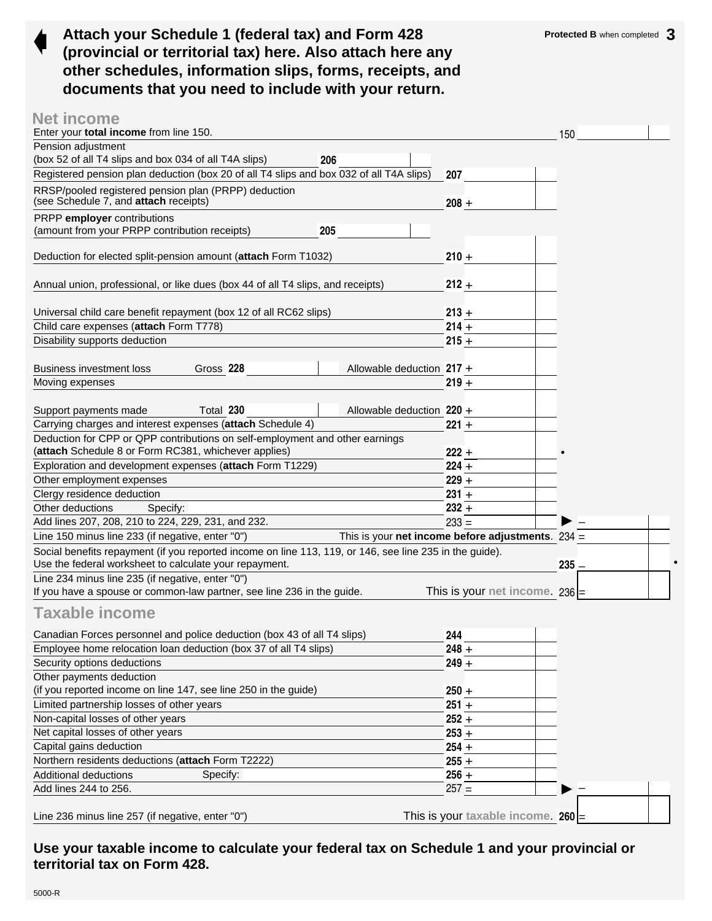**Attach your Schedule 1 (federal tax) and Form 428 (provincial or territorial tax) here. Also attach here any other schedules, information slips, forms, receipts, and documents that you need to include with your return.**

**Protected B** when completed

## Net income

| | | | |
|---|---|---|---|
| Enter your **total income** from line 150. | | | 150 |
| Pension adjustment (box 52 of all T4 slips and box 034 of all T4A slips) 206 | | | |
| Registered pension plan deduction (box 20 of all T4 slips and box 032 of all T4A slips) | 207 | | |
| RRSP/pooled registered pension plan (PRPP) deduction (see Schedule 7, and **attach** receipts) | 208 + | | |
| PRPP **employer** contributions (amount from your PRPP contribution receipts) 205 | | | |
| Deduction for elected split-pension amount (**attach** Form T1032) | 210 + | | |
| Annual union, professional, or like dues (box 44 of all T4 slips, and receipts) | 212 + | | |
| Universal child care benefit repayment (box 12 of all RC62 slips) | 213 + | | |
| Child care expenses (**attach** Form T778) | 214 + | | |
| Disability supports deduction | 215 + | | |
| Business investment loss Gross 228 Allowable deduction | 217 + | | |
| Moving expenses | 219 + | | |
| Support payments made Total 230 Allowable deduction | 220 + | | |
| Carrying charges and interest expenses (**attach** Schedule 4) | 221 + | | |
| Deduction for CPP or QPP contributions on self-employment and other earnings (**attach** Schedule 8 or Form RC381, whichever applies) | 222 + | • | |
| Exploration and development expenses (**attach** Form T1229) | 224 + | | |
| Other employment expenses | 229 + | | |
| Clergy residence deduction | 231 + | | |
| Other deductions Specify: | 232 + | | |
| Add lines 207, 208, 210 to 224, 229, 231, and 232. | 233 = | ► | – |
| Line 150 minus line 233 (if negative, enter "0") This is your **net income before adjustments**. | | | 234 = |
| Social benefits repayment (if you reported income on line 113, 119, or 146, see line 235 in the guide). Use the federal worksheet to calculate your repayment. | | | 235 – • |
| Line 234 minus line 235 (if negative, enter "0") If you have a spouse or common-law partner, see line 236 in the guide. This is your **net income**. | | | 236 = |

## Taxable income

| | | | |
|---|---|---|---|
| Canadian Forces personnel and police deduction (box 43 of all T4 slips) | 244 | | |
| Employee home relocation loan deduction (box 37 of all T4 slips) | 248 + | | |
| Security options deductions | 249 + | | |
| Other payments deduction (if you reported income on line 147, see line 250 in the guide) | 250 + | | |
| Limited partnership losses of other years | 251 + | | |
| Non-capital losses of other years | 252 + | | |
| Net capital losses of other years | 253 + | | |
| Capital gains deduction | 254 + | | |
| Northern residents deductions (**attach** Form T2222) | 255 + | | |
| Additional deductions Specify: | 256 + | | |
| Add lines 244 to 256. | 257 = | ► | – |
| Line 236 minus line 257 (if negative, enter "0") This is your **taxable income**. | | | 260 = |

**Use your taxable income to calculate your federal tax on Schedule 1 and your provincial or territorial tax on Form 428.**

5000-R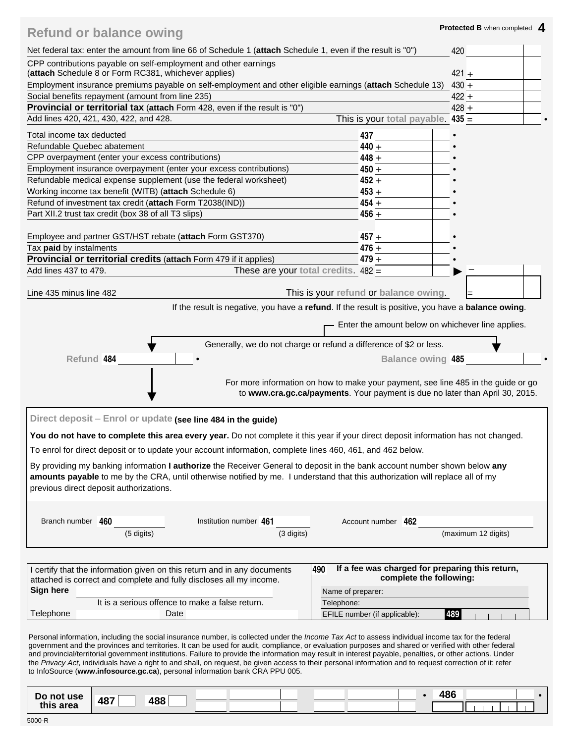Protected B when completed

## Refund or balance owing

| | | |
|---|---|---|
| Net federal tax: enter the amount from line 66 of Schedule 1 (**attach** Schedule 1, even if the result is "0") | 420 | |
| CPP contributions payable on self-employment and other earnings (**attach** Schedule 8 or Form RC381, whichever applies) | 421 + | |
| Employment insurance premiums payable on self-employment and other eligible earnings (**attach** Schedule 13) | 430 + | |
| Social benefits repayment (amount from line 235) | 422 + | |
| **Provincial or territorial tax** (**attach** Form 428, even if the result is "0") | 428 + | |
| Add lines 420, 421, 430, 422, and 428. This is your **total payable.** | 435 = | • |

| | | |
|---|---|---|
| Total income tax deducted | 437 | • |
| Refundable Quebec abatement | 440 + | • |
| CPP overpayment (enter your excess contributions) | 448 + | • |
| Employment insurance overpayment (enter your excess contributions) | 450 + | • |
| Refundable medical expense supplement (use the federal worksheet) | 452 + | • |
| Working income tax benefit (WITB) (**attach** Schedule 6) | 453 + | • |
| Refund of investment tax credit (**attach** Form T2038(IND)) | 454 + | • |
| Part XII.2 trust tax credit (box 38 of all T3 slips) | 456 + | • |
| Employee and partner GST/HST rebate (**attach** Form GST370) | 457 + | • |
| Tax **paid** by instalments | 476 + | • |
| **Provincial or territorial credits** (**attach** Form 479 if it applies) | 479 + | • |
| Add lines 437 to 479. These are your **total credits.** | 482 = | ▶ − |

Line 435 minus line 482 — This is your **refund** or **balance owing**. =

If the result is negative, you have a **refund**. If the result is positive, you have a **balance owing**.

Enter the amount below on whichever line applies.

Generally, we do not charge or refund a difference of $2 or less.

**Refund** 484 _______ •     **Balance owing** 485 _______ •

For more information on how to make your payment, see line 485 in the guide or go to **www.cra.gc.ca/payments**. Your payment is due no later than April 30, 2015.

### Direct deposit – Enrol or update (see line 484 in the guide)

**You do not have to complete this area every year.** Do not complete it this year if your direct deposit information has not changed.

To enrol for direct deposit or to update your account information, complete lines 460, 461, and 462 below.

By providing my banking information **I authorize** the Receiver General to deposit in the bank account number shown below **any amounts payable** to me by the CRA, until otherwise notified by me. I understand that this authorization will replace all of my previous direct deposit authorizations.

Branch number 460 _______ (5 digits)     Institution number 461 _______ (3 digits)     Account number 462 _______ (maximum 12 digits)

I certify that the information given on this return and in any documents attached is correct and complete and fully discloses all my income.

**Sign here** _______

It is a serious offence to make a false return.

Telephone _______ Date _______

490 **If a fee was charged for preparing this return, complete the following:**

Name of preparer:

Telephone:

EFILE number (if applicable): 489

Personal information, including the social insurance number, is collected under the *Income Tax Act* to assess individual income tax for the federal government and the provinces and territories. It can be used for audit, compliance, or evaluation purposes and shared or verified with other federal and provincial/territorial government institutions. Failure to provide the information may result in interest payable, penalties, or other actions. Under the *Privacy Act*, individuals have a right to and shall, on request, be given access to their personal information and to request correction of it: refer to InfoSource (**www.infosource.gc.ca**), personal information bank CRA PPU 005.

**Do not use this area** 487 488 • 486 •

5000-R